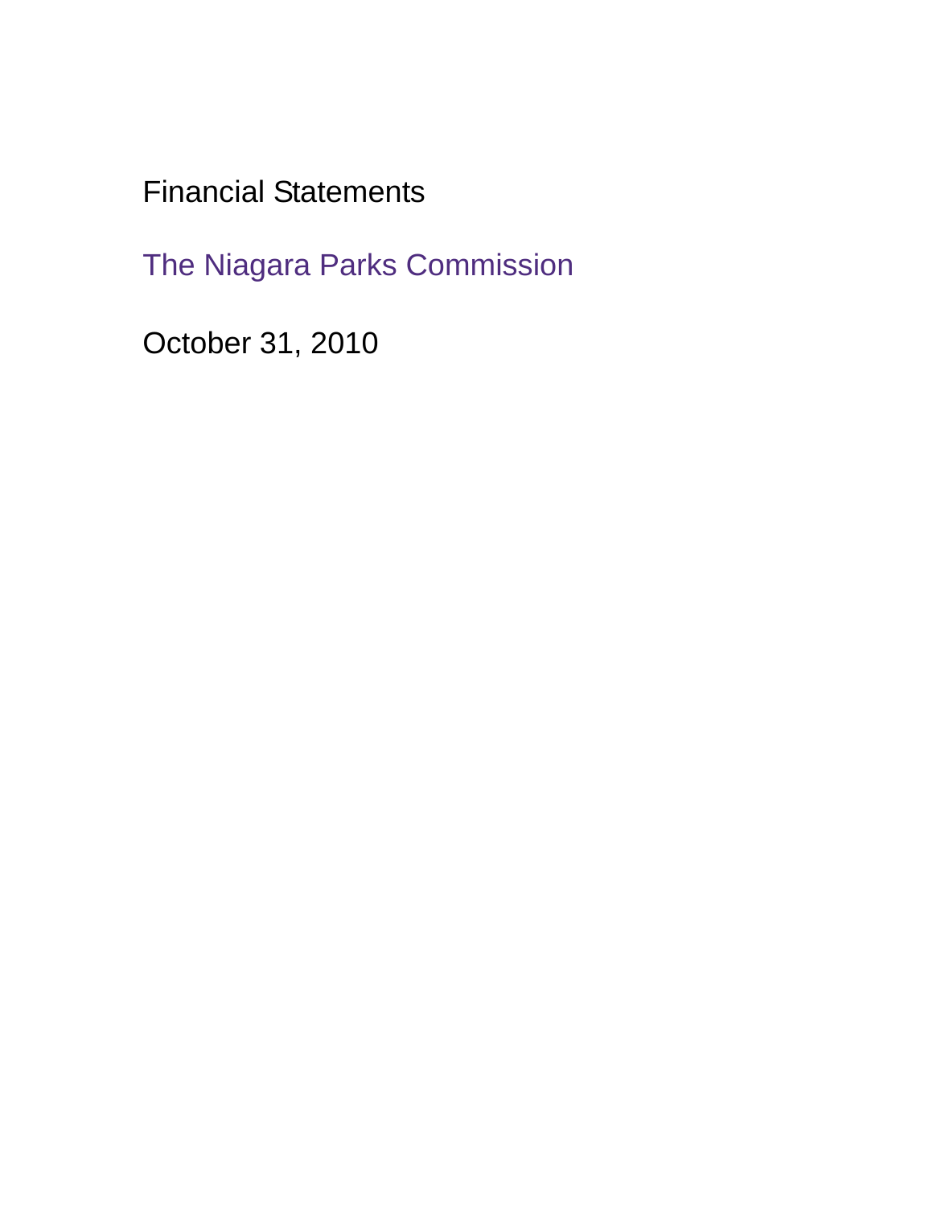# Financial Statements

## The Niagara Parks Commission

October 31, 2010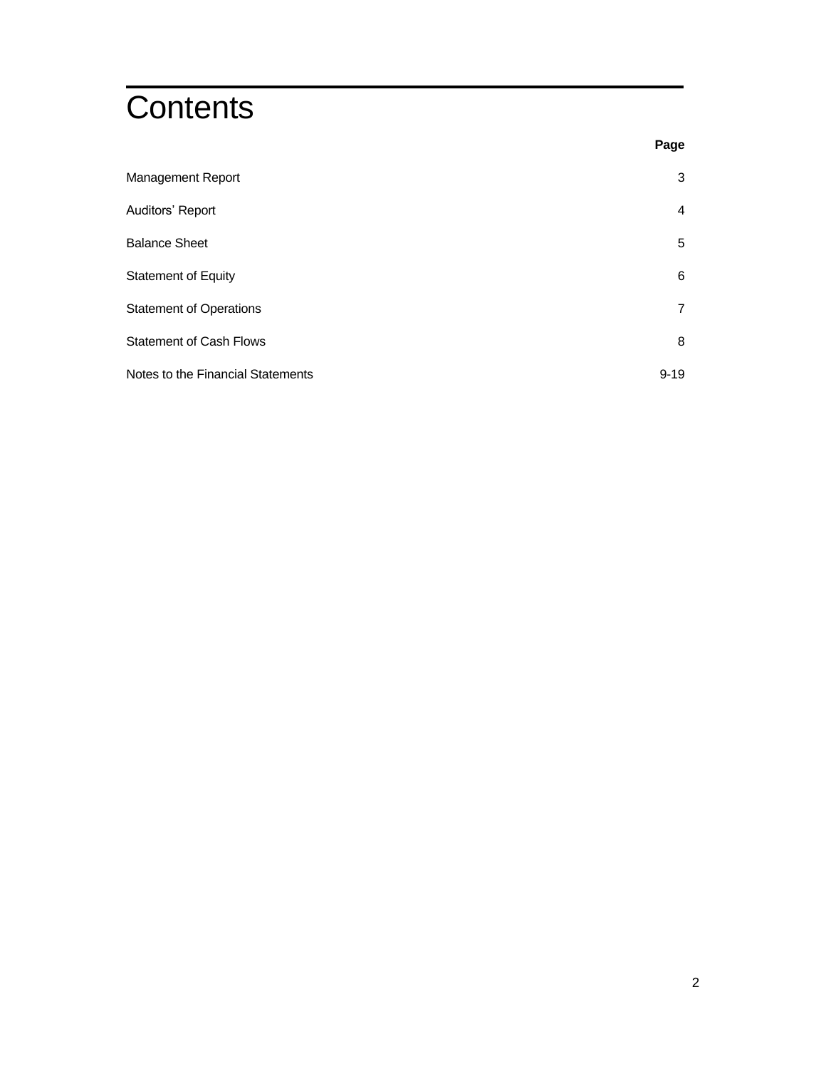# Contents

| | Page |
|---|---|
| Management Report | 3 |
| Auditors' Report | 4 |
| Balance Sheet | 5 |
| Statement of Equity | 6 |
| Statement of Operations | 7 |
| Statement of Cash Flows | 8 |
| Notes to the Financial Statements | 9-19 |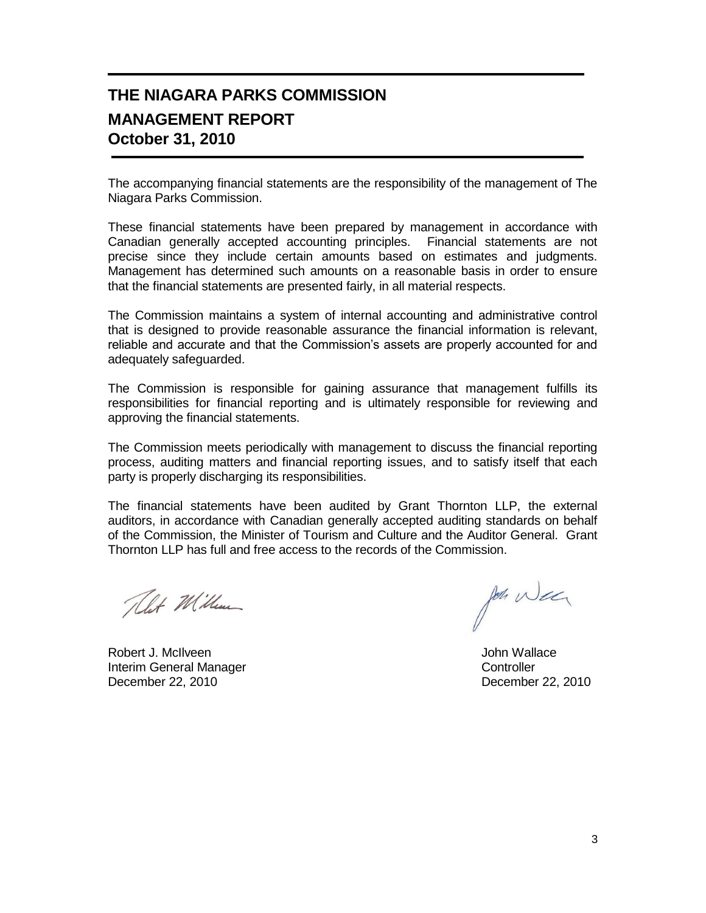# THE NIAGARA PARKS COMMISSION

## MANAGEMENT REPORT
## October 31, 2010

The accompanying financial statements are the responsibility of the management of The Niagara Parks Commission.

These financial statements have been prepared by management in accordance with Canadian generally accepted accounting principles. Financial statements are not precise since they include certain amounts based on estimates and judgments. Management has determined such amounts on a reasonable basis in order to ensure that the financial statements are presented fairly, in all material respects.

The Commission maintains a system of internal accounting and administrative control that is designed to provide reasonable assurance the financial information is relevant, reliable and accurate and that the Commission's assets are properly accounted for and adequately safeguarded.

The Commission is responsible for gaining assurance that management fulfills its responsibilities for financial reporting and is ultimately responsible for reviewing and approving the financial statements.

The Commission meets periodically with management to discuss the financial reporting process, auditing matters and financial reporting issues, and to satisfy itself that each party is properly discharging its responsibilities.

The financial statements have been audited by Grant Thornton LLP, the external auditors, in accordance with Canadian generally accepted auditing standards on behalf of the Commission, the Minister of Tourism and Culture and the Auditor General. Grant Thornton LLP has full and free access to the records of the Commission.

Robert J. McIlveen
Interim General Manager
December 22, 2010

John Wallace
Controller
December 22, 2010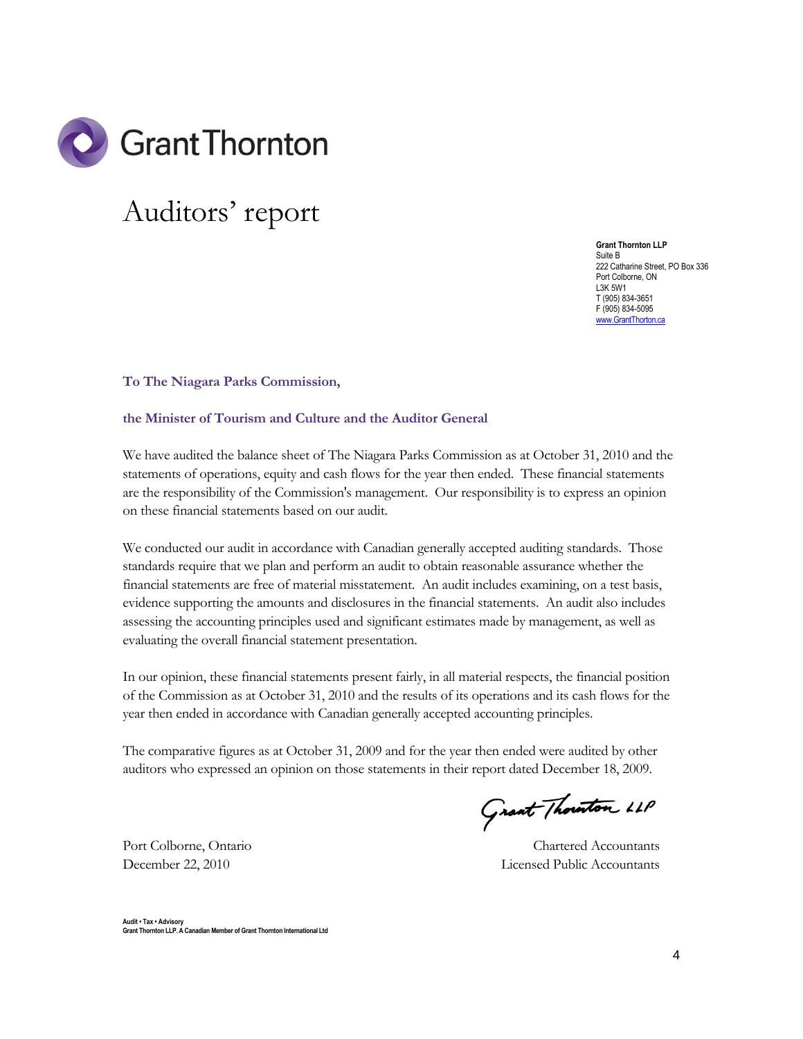Grant Thornton

# Auditors' report

**Grant Thornton LLP**
Suite B
222 Catharine Street, PO Box 336
Port Colborne, ON
L3K 5W1
T (905) 834-3651
F (905) 834-5095
www.GrantThorton.ca

**To The Niagara Parks Commission,**

**the Minister of Tourism and Culture and the Auditor General**

We have audited the balance sheet of The Niagara Parks Commission as at October 31, 2010 and the statements of operations, equity and cash flows for the year then ended. These financial statements are the responsibility of the Commission's management. Our responsibility is to express an opinion on these financial statements based on our audit.

We conducted our audit in accordance with Canadian generally accepted auditing standards. Those standards require that we plan and perform an audit to obtain reasonable assurance whether the financial statements are free of material misstatement. An audit includes examining, on a test basis, evidence supporting the amounts and disclosures in the financial statements. An audit also includes assessing the accounting principles used and significant estimates made by management, as well as evaluating the overall financial statement presentation.

In our opinion, these financial statements present fairly, in all material respects, the financial position of the Commission as at October 31, 2010 and the results of its operations and its cash flows for the year then ended in accordance with Canadian generally accepted accounting principles.

The comparative figures as at October 31, 2009 and for the year then ended were audited by other auditors who expressed an opinion on those statements in their report dated December 18, 2009.

Grant Thornton LLP

Port Colborne, Ontario
December 22, 2010

Chartered Accountants
Licensed Public Accountants

Audit • Tax • Advisory
Grant Thornton LLP. A Canadian Member of Grant Thornton International Ltd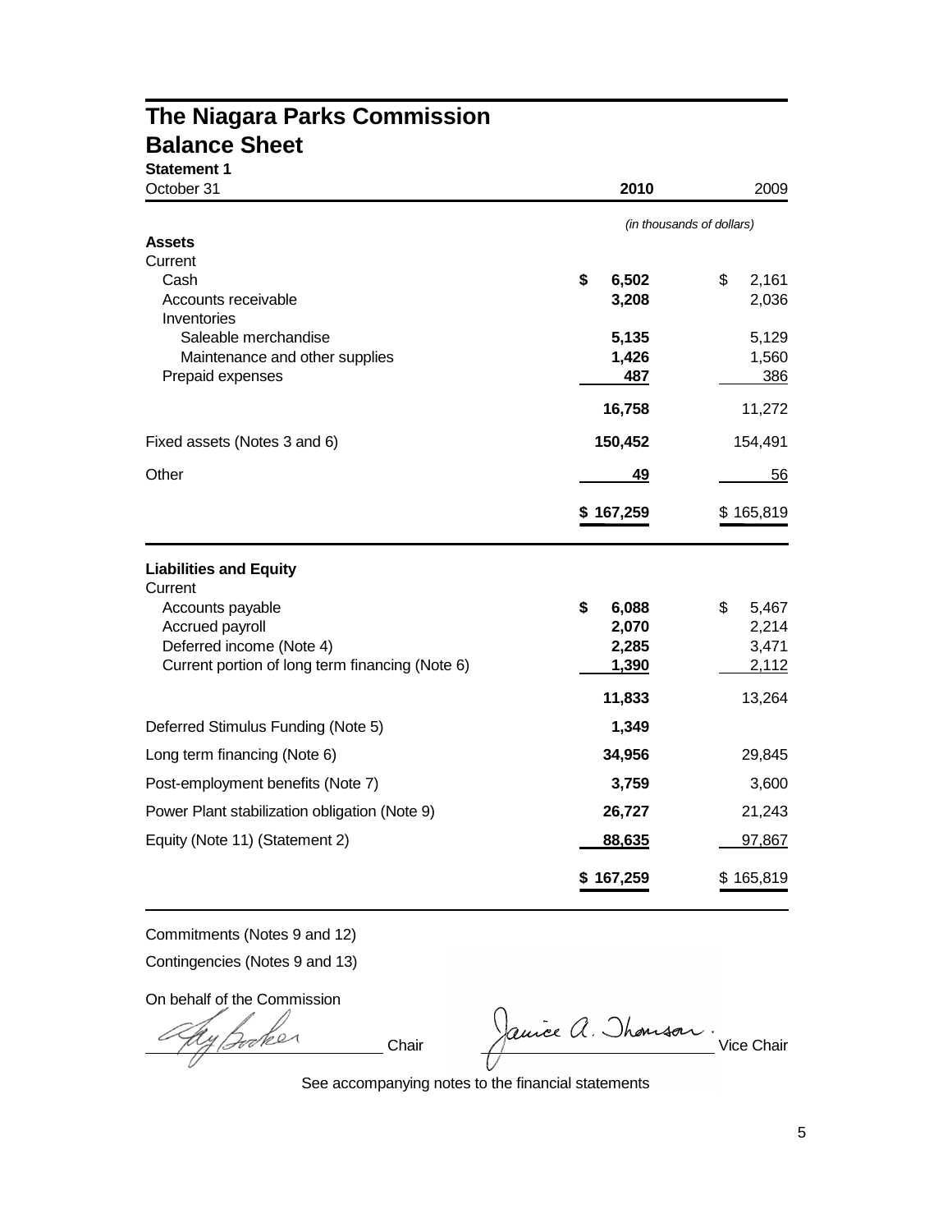# The Niagara Parks Commission

## Balance Sheet

**Statement 1**

| October 31 | **2010** | 2009 |
|---|---|---|
| | *(in thousands of dollars)* | |
| **Assets** | | |
| Current | | |
| Cash | **$ 6,502** | $ 2,161 |
| Accounts receivable | **3,208** | 2,036 |
| Inventories | | |
| Saleable merchandise | **5,135** | 5,129 |
| Maintenance and other supplies | **1,426** | 1,560 |
| Prepaid expenses | **487** | 386 |
| | **16,758** | 11,272 |
| Fixed assets (Notes 3 and 6) | **150,452** | 154,491 |
| Other | **49** | 56 |
| | **$ 167,259** | $ 165,819 |
| **Liabilities and Equity** | | |
| Current | | |
| Accounts payable | **$ 6,088** | $ 5,467 |
| Accrued payroll | **2,070** | 2,214 |
| Deferred income (Note 4) | **2,285** | 3,471 |
| Current portion of long term financing (Note 6) | **1,390** | 2,112 |
| | **11,833** | 13,264 |
| Deferred Stimulus Funding (Note 5) | **1,349** | |
| Long term financing (Note 6) | **34,956** | 29,845 |
| Post-employment benefits (Note 7) | **3,759** | 3,600 |
| Power Plant stabilization obligation (Note 9) | **26,727** | 21,243 |
| Equity (Note 11) (Statement 2) | **88,635** | 97,867 |
| | **$ 167,259** | $ 165,819 |

Commitments (Notes 9 and 12)

Contingencies (Notes 9 and 13)

On behalf of the Commission

Chair

Janice A. Thomson Vice Chair

See accompanying notes to the financial statements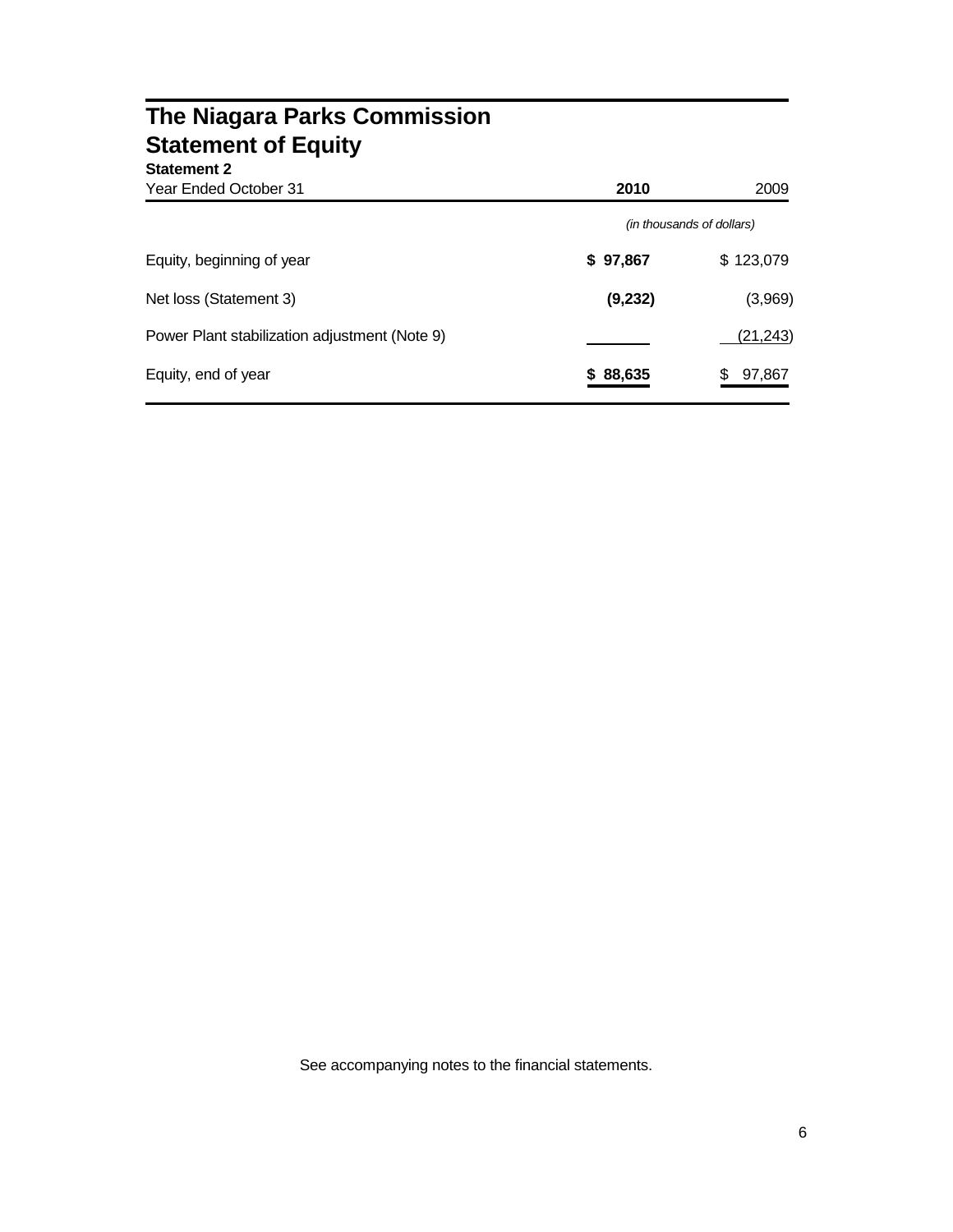# The Niagara Parks Commission
## Statement of Equity

**Statement 2**

| Year Ended October 31 | **2010** | 2009 |
|---|---|---|
| | *(in thousands of dollars)* | |
| Equity, beginning of year | **$ 97,867** | $ 123,079 |
| Net loss (Statement 3) | **(9,232)** | (3,969) |
| Power Plant stabilization adjustment (Note 9) | | (21,243) |
| Equity, end of year | **$ 88,635** | $ 97,867 |

See accompanying notes to the financial statements.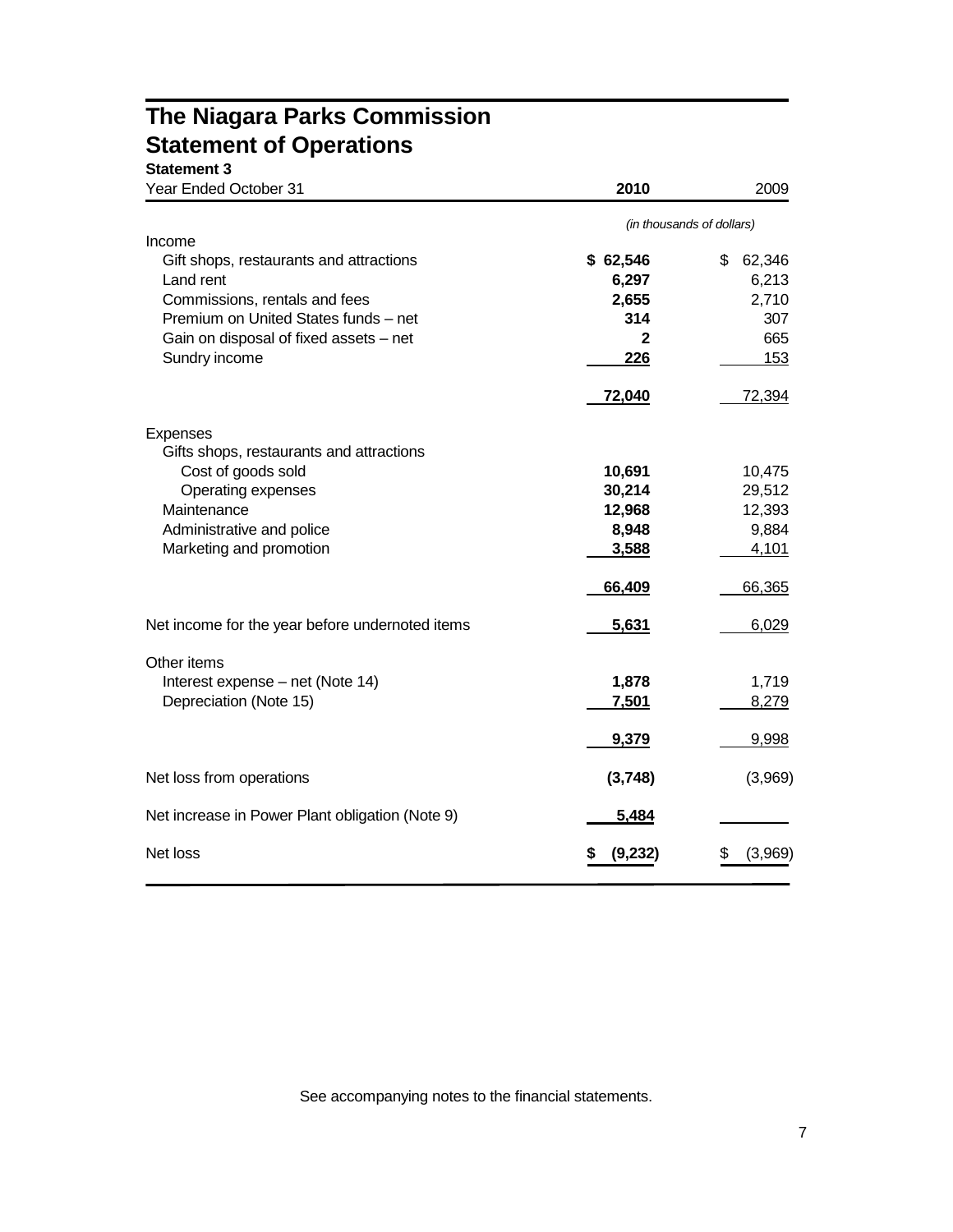# The Niagara Parks Commission
# Statement of Operations

**Statement 3**

| Year Ended October 31 | **2010** | 2009 |
|---|---|---|
| | *(in thousands of dollars)* | |
| Income | | |
| Gift shops, restaurants and attractions | **$ 62,546** | $ 62,346 |
| Land rent | **6,297** | 6,213 |
| Commissions, rentals and fees | **2,655** | 2,710 |
| Premium on United States funds – net | **314** | 307 |
| Gain on disposal of fixed assets – net | **2** | 665 |
| Sundry income | **226** | 153 |
| | **72,040** | 72,394 |
| Expenses | | |
| Gifts shops, restaurants and attractions | | |
| Cost of goods sold | **10,691** | 10,475 |
| Operating expenses | **30,214** | 29,512 |
| Maintenance | **12,968** | 12,393 |
| Administrative and police | **8,948** | 9,884 |
| Marketing and promotion | **3,588** | 4,101 |
| | **66,409** | 66,365 |
| Net income for the year before undernoted items | **5,631** | 6,029 |
| Other items | | |
| Interest expense – net (Note 14) | **1,878** | 1,719 |
| Depreciation (Note 15) | **7,501** | 8,279 |
| | **9,379** | 9,998 |
| Net loss from operations | **(3,748)** | (3,969) |
| Net increase in Power Plant obligation (Note 9) | **5,484** | |
| Net loss | **$ (9,232)** | $ (3,969) |

See accompanying notes to the financial statements.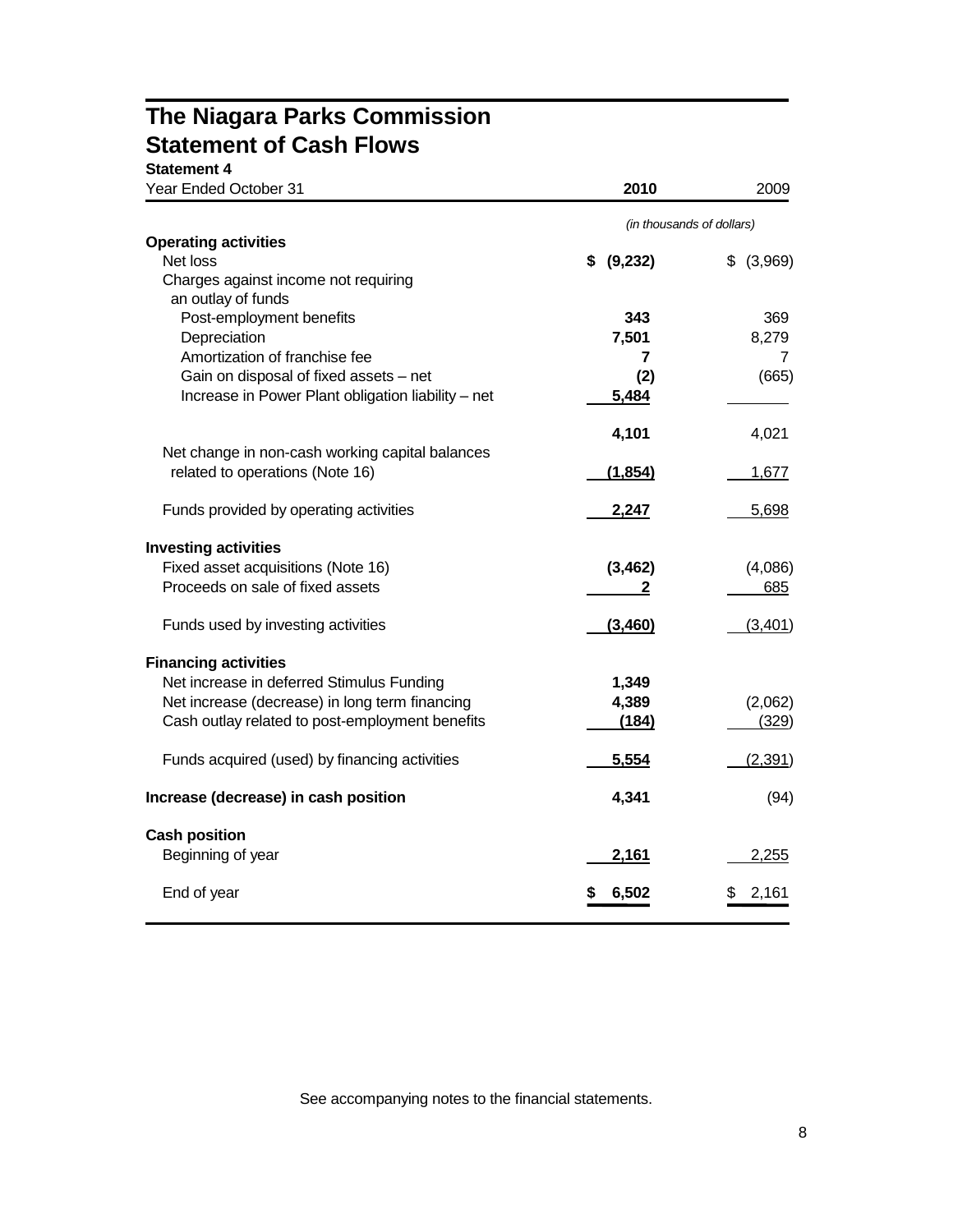# The Niagara Parks Commission
# Statement of Cash Flows

**Statement 4**

| Year Ended October 31 | **2010** | 2009 |
|---|---|---|
| | *(in thousands of dollars)* | |
| **Operating activities** | | |
| Net loss | **$ (9,232)** | $ (3,969) |
| Charges against income not requiring an outlay of funds | | |
| Post-employment benefits | **343** | 369 |
| Depreciation | **7,501** | 8,279 |
| Amortization of franchise fee | **7** | 7 |
| Gain on disposal of fixed assets – net | **(2)** | (665) |
| Increase in Power Plant obligation liability – net | **5,484** | |
| | **4,101** | 4,021 |
| Net change in non-cash working capital balances related to operations (Note 16) | **(1,854)** | 1,677 |
| Funds provided by operating activities | **2,247** | 5,698 |
| **Investing activities** | | |
| Fixed asset acquisitions (Note 16) | **(3,462)** | (4,086) |
| Proceeds on sale of fixed assets | **2** | 685 |
| Funds used by investing activities | **(3,460)** | (3,401) |
| **Financing activities** | | |
| Net increase in deferred Stimulus Funding | **1,349** | |
| Net increase (decrease) in long term financing | **4,389** | (2,062) |
| Cash outlay related to post-employment benefits | **(184)** | (329) |
| Funds acquired (used) by financing activities | **5,554** | (2,391) |
| **Increase (decrease) in cash position** | **4,341** | (94) |
| **Cash position** | | |
| Beginning of year | **2,161** | 2,255 |
| End of year | **$ 6,502** | $ 2,161 |

See accompanying notes to the financial statements.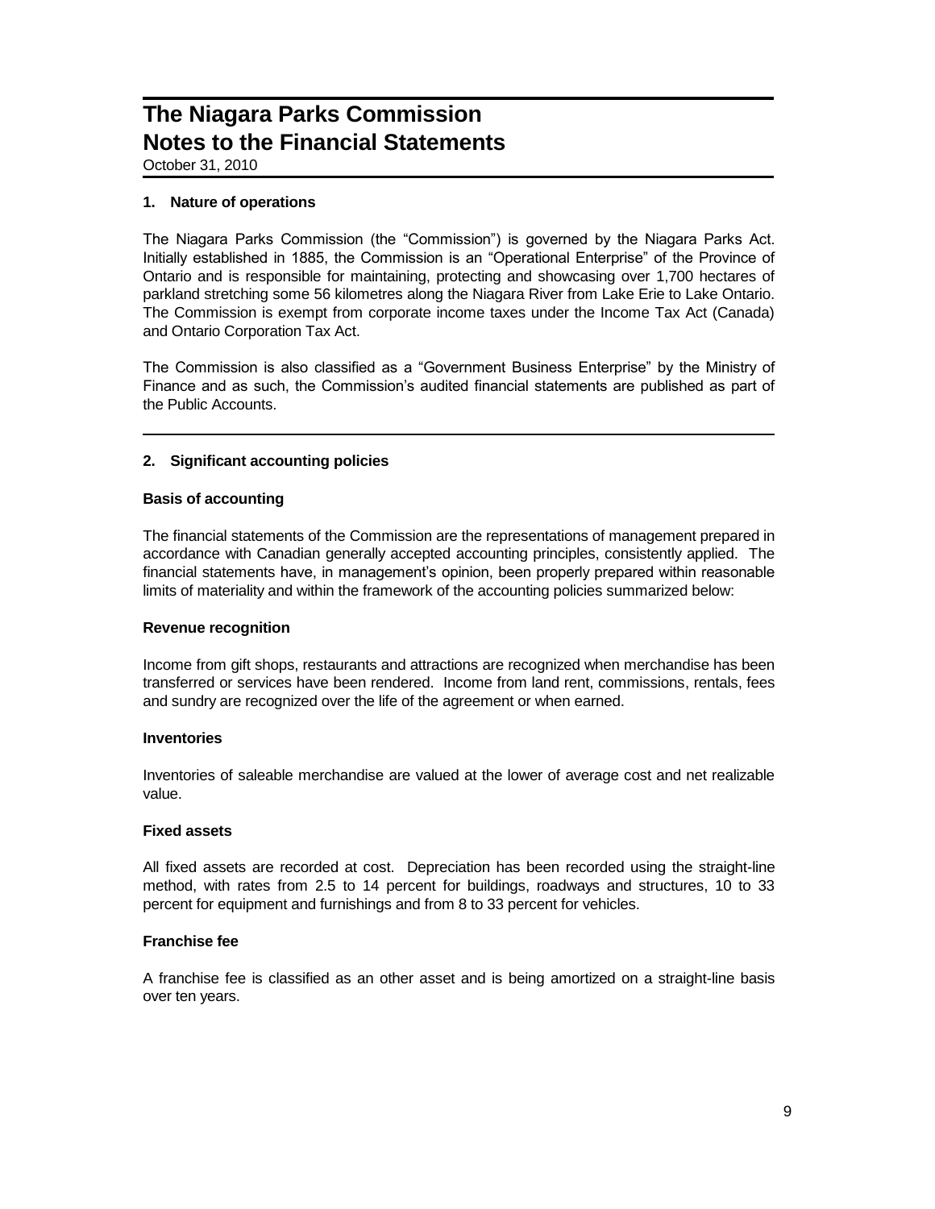# The Niagara Parks Commission
# Notes to the Financial Statements

October 31, 2010

## 1. Nature of operations

The Niagara Parks Commission (the "Commission") is governed by the Niagara Parks Act. Initially established in 1885, the Commission is an "Operational Enterprise" of the Province of Ontario and is responsible for maintaining, protecting and showcasing over 1,700 hectares of parkland stretching some 56 kilometres along the Niagara River from Lake Erie to Lake Ontario. The Commission is exempt from corporate income taxes under the Income Tax Act (Canada) and Ontario Corporation Tax Act.

The Commission is also classified as a "Government Business Enterprise" by the Ministry of Finance and as such, the Commission's audited financial statements are published as part of the Public Accounts.

## 2. Significant accounting policies

### Basis of accounting

The financial statements of the Commission are the representations of management prepared in accordance with Canadian generally accepted accounting principles, consistently applied. The financial statements have, in management's opinion, been properly prepared within reasonable limits of materiality and within the framework of the accounting policies summarized below:

### Revenue recognition

Income from gift shops, restaurants and attractions are recognized when merchandise has been transferred or services have been rendered. Income from land rent, commissions, rentals, fees and sundry are recognized over the life of the agreement or when earned.

### Inventories

Inventories of saleable merchandise are valued at the lower of average cost and net realizable value.

### Fixed assets

All fixed assets are recorded at cost. Depreciation has been recorded using the straight-line method, with rates from 2.5 to 14 percent for buildings, roadways and structures, 10 to 33 percent for equipment and furnishings and from 8 to 33 percent for vehicles.

### Franchise fee

A franchise fee is classified as an other asset and is being amortized on a straight-line basis over ten years.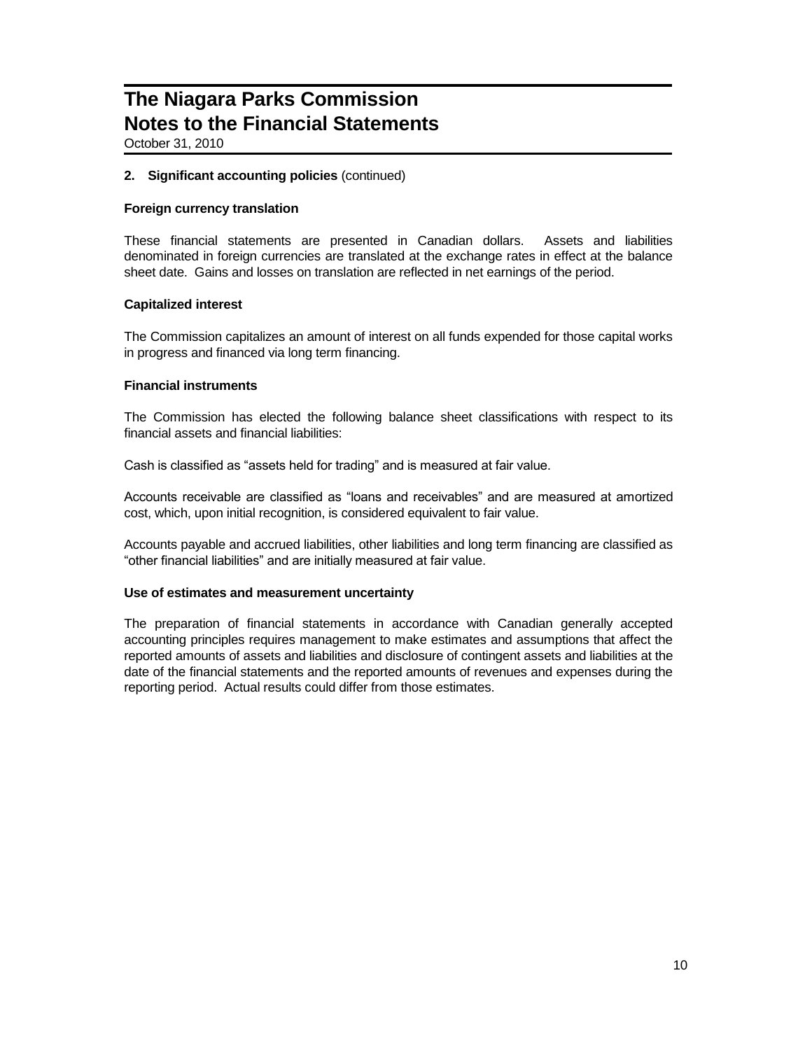# The Niagara Parks Commission
# Notes to the Financial Statements

October 31, 2010

**2. Significant accounting policies** (continued)

**Foreign currency translation**

These financial statements are presented in Canadian dollars. Assets and liabilities denominated in foreign currencies are translated at the exchange rates in effect at the balance sheet date. Gains and losses on translation are reflected in net earnings of the period.

**Capitalized interest**

The Commission capitalizes an amount of interest on all funds expended for those capital works in progress and financed via long term financing.

**Financial instruments**

The Commission has elected the following balance sheet classifications with respect to its financial assets and financial liabilities:

Cash is classified as "assets held for trading" and is measured at fair value.

Accounts receivable are classified as "loans and receivables" and are measured at amortized cost, which, upon initial recognition, is considered equivalent to fair value.

Accounts payable and accrued liabilities, other liabilities and long term financing are classified as "other financial liabilities" and are initially measured at fair value.

**Use of estimates and measurement uncertainty**

The preparation of financial statements in accordance with Canadian generally accepted accounting principles requires management to make estimates and assumptions that affect the reported amounts of assets and liabilities and disclosure of contingent assets and liabilities at the date of the financial statements and the reported amounts of revenues and expenses during the reporting period. Actual results could differ from those estimates.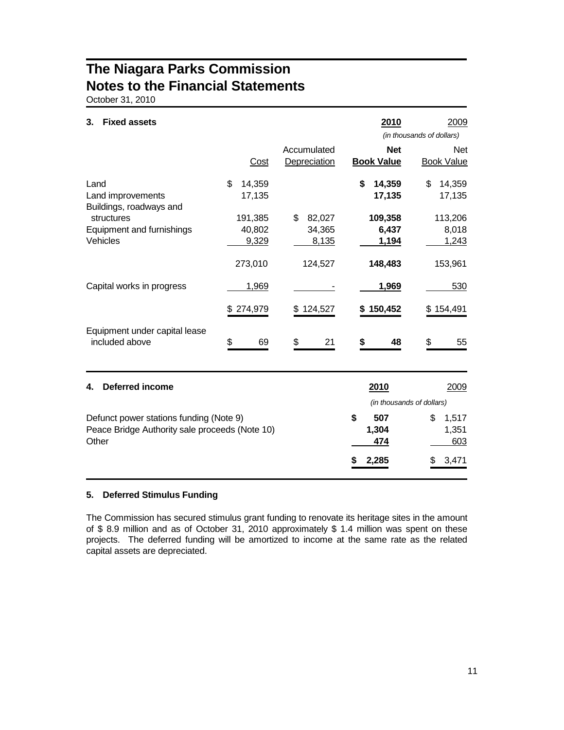# The Niagara Parks Commission
# Notes to the Financial Statements

October 31, 2010

### 3. Fixed assets

| | Cost | Accumulated Depreciation | 2010 Net Book Value | 2009 Net Book Value |
|---|---|---|---|---|
| | | | *(in thousands of dollars)* | |
| Land | $ 14,359 | | **$ 14,359** | $ 14,359 |
| Land improvements | 17,135 | | **17,135** | 17,135 |
| Buildings, roadways and structures | 191,385 | $ 82,027 | **109,358** | 113,206 |
| Equipment and furnishings | 40,802 | 34,365 | **6,437** | 8,018 |
| Vehicles | 9,329 | 8,135 | **1,194** | 1,243 |
| | 273,010 | 124,527 | **148,483** | 153,961 |
| Capital works in progress | 1,969 | - | **1,969** | 530 |
| | $ 274,979 | $ 124,527 | **$ 150,452** | $ 154,491 |
| Equipment under capital lease included above | $ 69 | $ 21 | **$ 48** | $ 55 |

### 4. Deferred income

| | 2010 | 2009 |
|---|---|---|
| | *(in thousands of dollars)* | |
| Defunct power stations funding (Note 9) | **$ 507** | $ 1,517 |
| Peace Bridge Authority sale proceeds (Note 10) | **1,304** | 1,351 |
| Other | **474** | 603 |
| | **$ 2,285** | $ 3,471 |

### 5. Deferred Stimulus Funding

The Commission has secured stimulus grant funding to renovate its heritage sites in the amount of $ 8.9 million and as of October 31, 2010 approximately $ 1.4 million was spent on these projects. The deferred funding will be amortized to income at the same rate as the related capital assets are depreciated.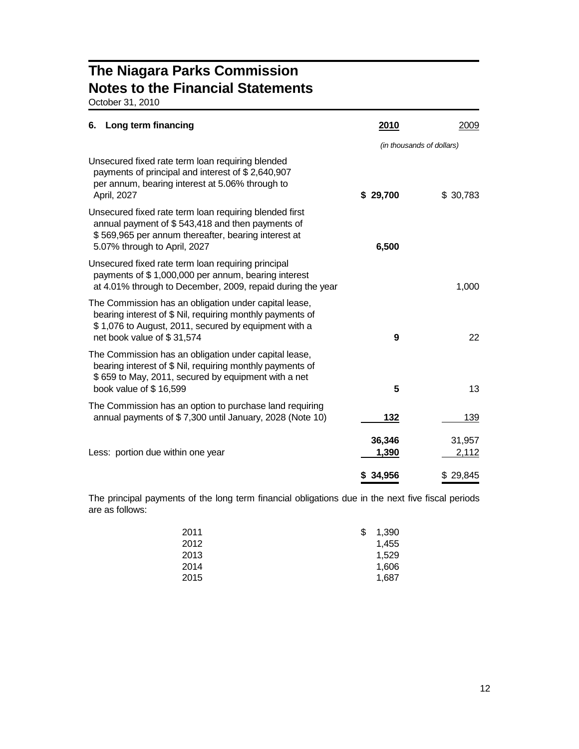# The Niagara Parks Commission
# Notes to the Financial Statements

October 31, 2010

| 6. Long term financing | 2010 | 2009 |
|---|---|---|
| | *(in thousands of dollars)* | |
| Unsecured fixed rate term loan requiring blended payments of principal and interest of $ 2,640,907 per annum, bearing interest at 5.06% through to April, 2027 | **$ 29,700** | $ 30,783 |
| Unsecured fixed rate term loan requiring blended first annual payment of $ 543,418 and then payments of $ 569,965 per annum thereafter, bearing interest at 5.07% through to April, 2027 | **6,500** | |
| Unsecured fixed rate term loan requiring principal payments of $ 1,000,000 per annum, bearing interest at 4.01% through to December, 2009, repaid during the year | | 1,000 |
| The Commission has an obligation under capital lease, bearing interest of $ Nil, requiring monthly payments of $ 1,076 to August, 2011, secured by equipment with a net book value of $ 31,574 | **9** | 22 |
| The Commission has an obligation under capital lease, bearing interest of $ Nil, requiring monthly payments of $ 659 to May, 2011, secured by equipment with a net book value of $ 16,599 | **5** | 13 |
| The Commission has an option to purchase land requiring annual payments of $ 7,300 until January, 2028 (Note 10) | **132** | 139 |
| | **36,346** | 31,957 |
| Less: portion due within one year | **1,390** | 2,112 |
| | **$ 34,956** | $ 29,845 |

The principal payments of the long term financial obligations due in the next five fiscal periods are as follows:

| | |
|---|---|
| 2011 | $ 1,390 |
| 2012 | 1,455 |
| 2013 | 1,529 |
| 2014 | 1,606 |
| 2015 | 1,687 |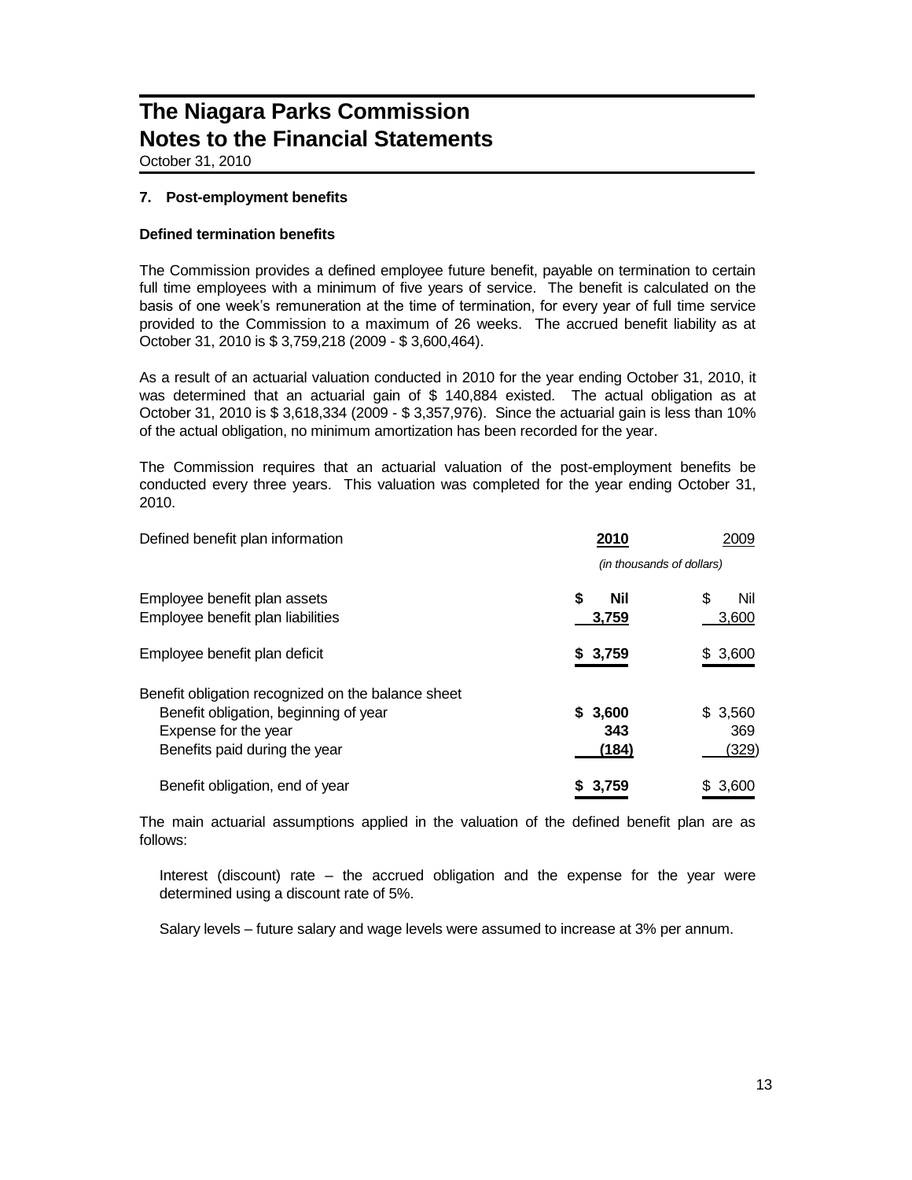# The Niagara Parks Commission
# Notes to the Financial Statements

October 31, 2010

### 7. Post-employment benefits

**Defined termination benefits**

The Commission provides a defined employee future benefit, payable on termination to certain full time employees with a minimum of five years of service. The benefit is calculated on the basis of one week's remuneration at the time of termination, for every year of full time service provided to the Commission to a maximum of 26 weeks. The accrued benefit liability as at October 31, 2010 is $ 3,759,218 (2009 - $ 3,600,464).

As a result of an actuarial valuation conducted in 2010 for the year ending October 31, 2010, it was determined that an actuarial gain of $ 140,884 existed. The actual obligation as at October 31, 2010 is $ 3,618,334 (2009 - $ 3,357,976). Since the actuarial gain is less than 10% of the actual obligation, no minimum amortization has been recorded for the year.

The Commission requires that an actuarial valuation of the post-employment benefits be conducted every three years. This valuation was completed for the year ending October 31, 2010.

| Defined benefit plan information | **2010** | 2009 |
|---|---|---|
| | *(in thousands of dollars)* | |
| Employee benefit plan assets | **$ Nil** | $ Nil |
| Employee benefit plan liabilities | **3,759** | 3,600 |
| Employee benefit plan deficit | **$ 3,759** | $ 3,600 |
| Benefit obligation recognized on the balance sheet | | |
| Benefit obligation, beginning of year | **$ 3,600** | $ 3,560 |
| Expense for the year | **343** | 369 |
| Benefits paid during the year | **(184)** | (329) |
| Benefit obligation, end of year | **$ 3,759** | $ 3,600 |

The main actuarial assumptions applied in the valuation of the defined benefit plan are as follows:

Interest (discount) rate – the accrued obligation and the expense for the year were determined using a discount rate of 5%.

Salary levels – future salary and wage levels were assumed to increase at 3% per annum.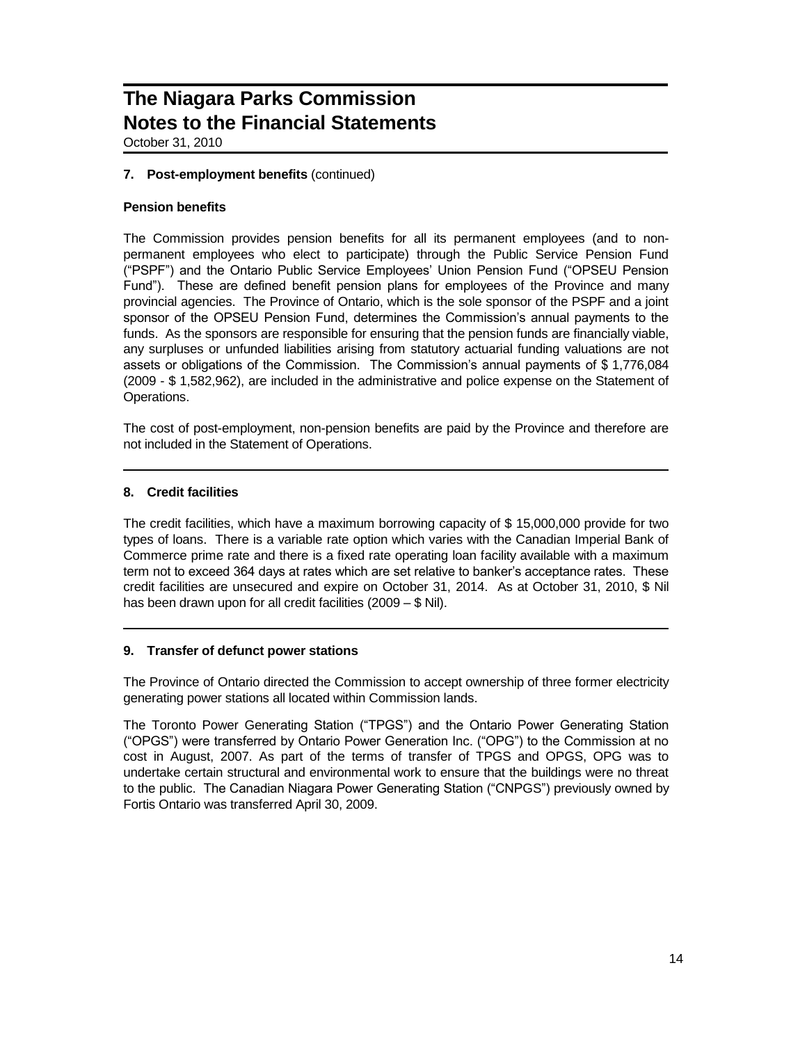## 7. Post-employment benefits (continued)

### Pension benefits

The Commission provides pension benefits for all its permanent employees (and to non-permanent employees who elect to participate) through the Public Service Pension Fund ("PSPF") and the Ontario Public Service Employees' Union Pension Fund ("OPSEU Pension Fund"). These are defined benefit pension plans for employees of the Province and many provincial agencies. The Province of Ontario, which is the sole sponsor of the PSPF and a joint sponsor of the OPSEU Pension Fund, determines the Commission's annual payments to the funds. As the sponsors are responsible for ensuring that the pension funds are financially viable, any surpluses or unfunded liabilities arising from statutory actuarial funding valuations are not assets or obligations of the Commission. The Commission's annual payments of $ 1,776,084 (2009 - $ 1,582,962), are included in the administrative and police expense on the Statement of Operations.

The cost of post-employment, non-pension benefits are paid by the Province and therefore are not included in the Statement of Operations.

## 8. Credit facilities

The credit facilities, which have a maximum borrowing capacity of $ 15,000,000 provide for two types of loans. There is a variable rate option which varies with the Canadian Imperial Bank of Commerce prime rate and there is a fixed rate operating loan facility available with a maximum term not to exceed 364 days at rates which are set relative to banker's acceptance rates. These credit facilities are unsecured and expire on October 31, 2014. As at October 31, 2010, $ Nil has been drawn upon for all credit facilities (2009 – $ Nil).

## 9. Transfer of defunct power stations

The Province of Ontario directed the Commission to accept ownership of three former electricity generating power stations all located within Commission lands.

The Toronto Power Generating Station ("TPGS") and the Ontario Power Generating Station ("OPGS") were transferred by Ontario Power Generation Inc. ("OPG") to the Commission at no cost in August, 2007. As part of the terms of transfer of TPGS and OPGS, OPG was to undertake certain structural and environmental work to ensure that the buildings were no threat to the public. The Canadian Niagara Power Generating Station ("CNPGS") previously owned by Fortis Ontario was transferred April 30, 2009.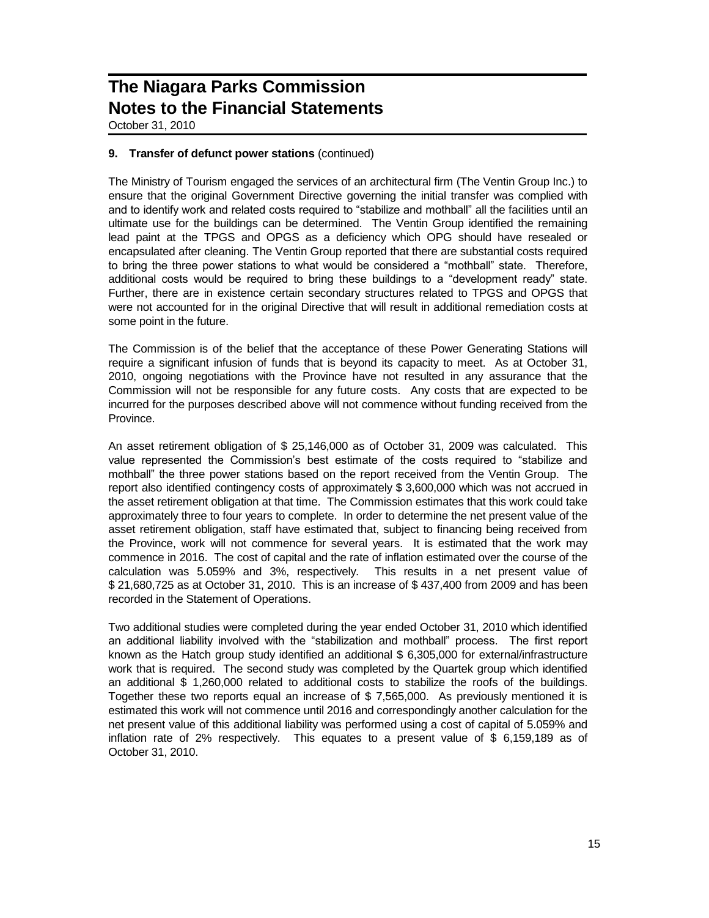# The Niagara Parks Commission
# Notes to the Financial Statements

October 31, 2010

**9. Transfer of defunct power stations** (continued)

The Ministry of Tourism engaged the services of an architectural firm (The Ventin Group Inc.) to ensure that the original Government Directive governing the initial transfer was complied with and to identify work and related costs required to "stabilize and mothball" all the facilities until an ultimate use for the buildings can be determined. The Ventin Group identified the remaining lead paint at the TPGS and OPGS as a deficiency which OPG should have resealed or encapsulated after cleaning. The Ventin Group reported that there are substantial costs required to bring the three power stations to what would be considered a "mothball" state. Therefore, additional costs would be required to bring these buildings to a "development ready" state. Further, there are in existence certain secondary structures related to TPGS and OPGS that were not accounted for in the original Directive that will result in additional remediation costs at some point in the future.

The Commission is of the belief that the acceptance of these Power Generating Stations will require a significant infusion of funds that is beyond its capacity to meet. As at October 31, 2010, ongoing negotiations with the Province have not resulted in any assurance that the Commission will not be responsible for any future costs. Any costs that are expected to be incurred for the purposes described above will not commence without funding received from the Province.

An asset retirement obligation of $ 25,146,000 as of October 31, 2009 was calculated. This value represented the Commission's best estimate of the costs required to "stabilize and mothball" the three power stations based on the report received from the Ventin Group. The report also identified contingency costs of approximately $ 3,600,000 which was not accrued in the asset retirement obligation at that time. The Commission estimates that this work could take approximately three to four years to complete. In order to determine the net present value of the asset retirement obligation, staff have estimated that, subject to financing being received from the Province, work will not commence for several years. It is estimated that the work may commence in 2016. The cost of capital and the rate of inflation estimated over the course of the calculation was 5.059% and 3%, respectively. This results in a net present value of $ 21,680,725 as at October 31, 2010. This is an increase of $ 437,400 from 2009 and has been recorded in the Statement of Operations.

Two additional studies were completed during the year ended October 31, 2010 which identified an additional liability involved with the "stabilization and mothball" process. The first report known as the Hatch group study identified an additional $ 6,305,000 for external/infrastructure work that is required. The second study was completed by the Quartek group which identified an additional $ 1,260,000 related to additional costs to stabilize the roofs of the buildings. Together these two reports equal an increase of $ 7,565,000. As previously mentioned it is estimated this work will not commence until 2016 and correspondingly another calculation for the net present value of this additional liability was performed using a cost of capital of 5.059% and inflation rate of 2% respectively. This equates to a present value of $ 6,159,189 as of October 31, 2010.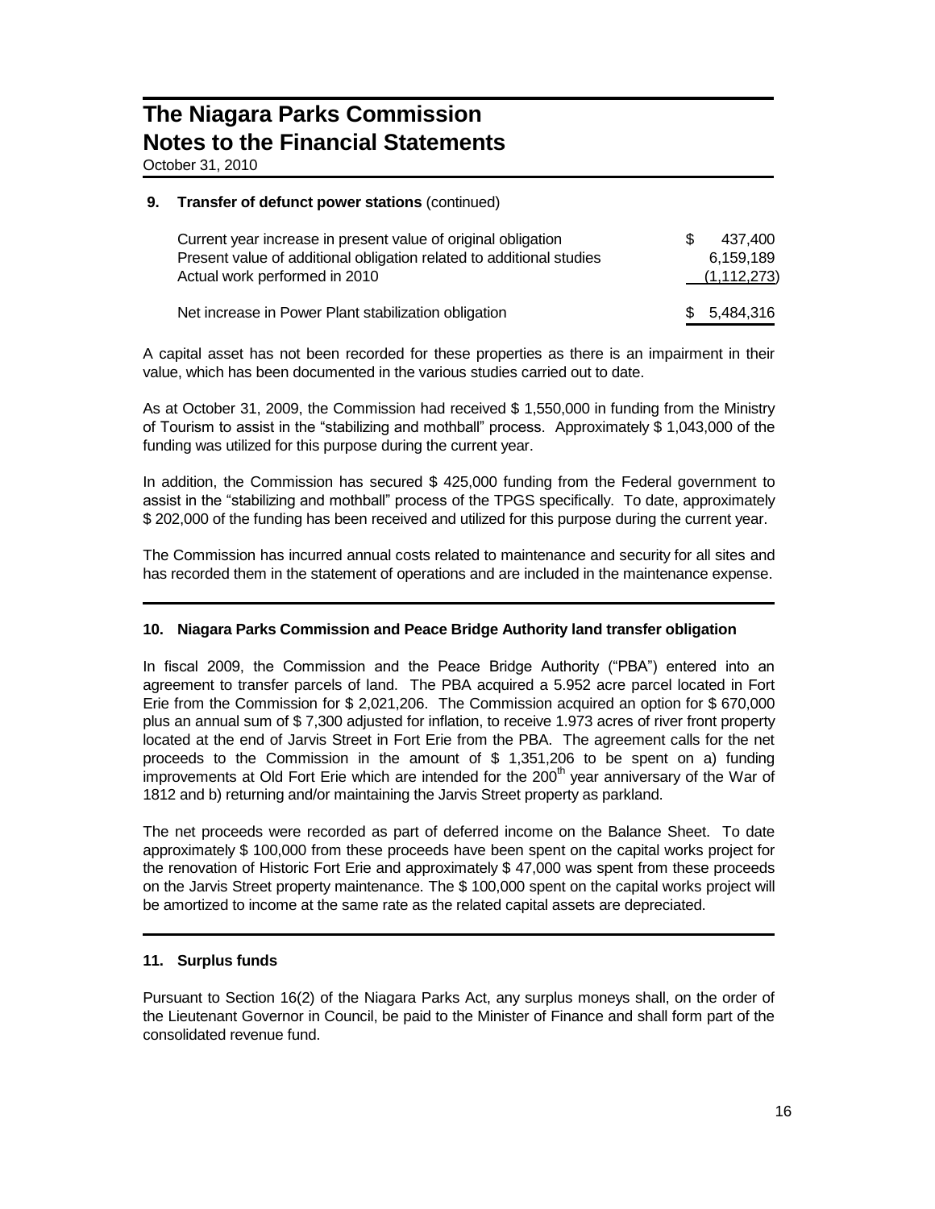# The Niagara Parks Commission
# Notes to the Financial Statements

October 31, 2010

### 9. Transfer of defunct power stations (continued)

| | |
|---|---|
| Current year increase in present value of original obligation | $ 437,400 |
| Present value of additional obligation related to additional studies | 6,159,189 |
| Actual work performed in 2010 | (1,112,273) |
| Net increase in Power Plant stabilization obligation | $ 5,484,316 |

A capital asset has not been recorded for these properties as there is an impairment in their value, which has been documented in the various studies carried out to date.

As at October 31, 2009, the Commission had received $ 1,550,000 in funding from the Ministry of Tourism to assist in the "stabilizing and mothball" process. Approximately $ 1,043,000 of the funding was utilized for this purpose during the current year.

In addition, the Commission has secured $ 425,000 funding from the Federal government to assist in the "stabilizing and mothball" process of the TPGS specifically. To date, approximately $ 202,000 of the funding has been received and utilized for this purpose during the current year.

The Commission has incurred annual costs related to maintenance and security for all sites and has recorded them in the statement of operations and are included in the maintenance expense.

### 10. Niagara Parks Commission and Peace Bridge Authority land transfer obligation

In fiscal 2009, the Commission and the Peace Bridge Authority ("PBA") entered into an agreement to transfer parcels of land. The PBA acquired a 5.952 acre parcel located in Fort Erie from the Commission for $ 2,021,206. The Commission acquired an option for $ 670,000 plus an annual sum of $ 7,300 adjusted for inflation, to receive 1.973 acres of river front property located at the end of Jarvis Street in Fort Erie from the PBA. The agreement calls for the net proceeds to the Commission in the amount of $ 1,351,206 to be spent on a) funding improvements at Old Fort Erie which are intended for the 200th year anniversary of the War of 1812 and b) returning and/or maintaining the Jarvis Street property as parkland.

The net proceeds were recorded as part of deferred income on the Balance Sheet. To date approximately $ 100,000 from these proceeds have been spent on the capital works project for the renovation of Historic Fort Erie and approximately $ 47,000 was spent from these proceeds on the Jarvis Street property maintenance. The $ 100,000 spent on the capital works project will be amortized to income at the same rate as the related capital assets are depreciated.

### 11. Surplus funds

Pursuant to Section 16(2) of the Niagara Parks Act, any surplus moneys shall, on the order of the Lieutenant Governor in Council, be paid to the Minister of Finance and shall form part of the consolidated revenue fund.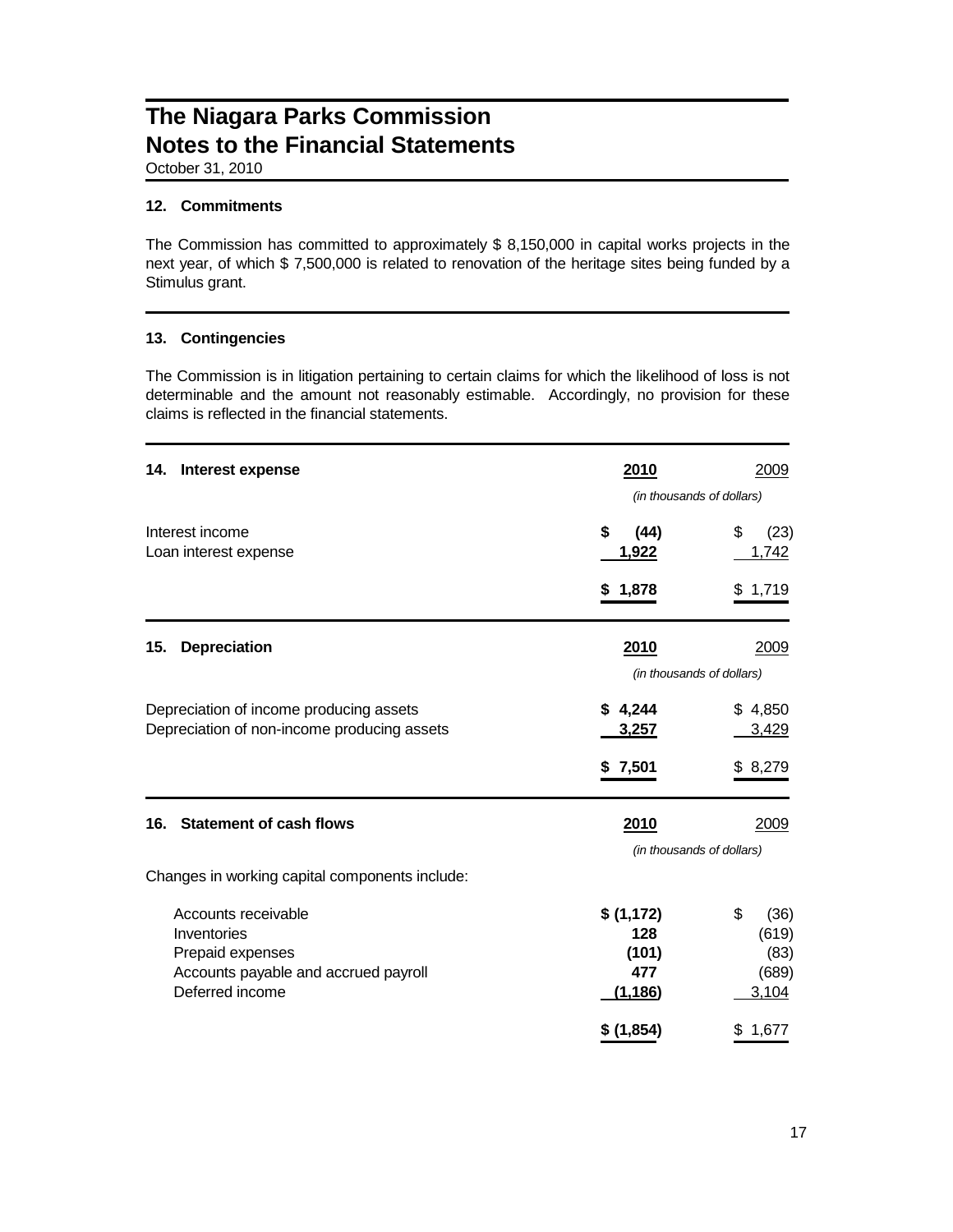# The Niagara Parks Commission
# Notes to the Financial Statements

October 31, 2010

### 12. Commitments

The Commission has committed to approximately $ 8,150,000 in capital works projects in the next year, of which $ 7,500,000 is related to renovation of the heritage sites being funded by a Stimulus grant.

### 13. Contingencies

The Commission is in litigation pertaining to certain claims for which the likelihood of loss is not determinable and the amount not reasonably estimable. Accordingly, no provision for these claims is reflected in the financial statements.

### 14. Interest expense

| | **2010** | 2009 |
|---|---|---|
| | *(in thousands of dollars)* | |
| Interest income | **$ (44)** | $ (23) |
| Loan interest expense | **1,922** | 1,742 |
| | **$ 1,878** | $ 1,719 |

### 15. Depreciation

| | **2010** | 2009 |
|---|---|---|
| | *(in thousands of dollars)* | |
| Depreciation of income producing assets | **$ 4,244** | $ 4,850 |
| Depreciation of non-income producing assets | **3,257** | 3,429 |
| | **$ 7,501** | $ 8,279 |

### 16. Statement of cash flows

| | **2010** | 2009 |
|---|---|---|
| | *(in thousands of dollars)* | |
| Changes in working capital components include: | | |
| Accounts receivable | **$ (1,172)** | $ (36) |
| Inventories | **128** | (619) |
| Prepaid expenses | **(101)** | (83) |
| Accounts payable and accrued payroll | **477** | (689) |
| Deferred income | **(1,186)** | 3,104 |
| | **$ (1,854)** | $ 1,677 |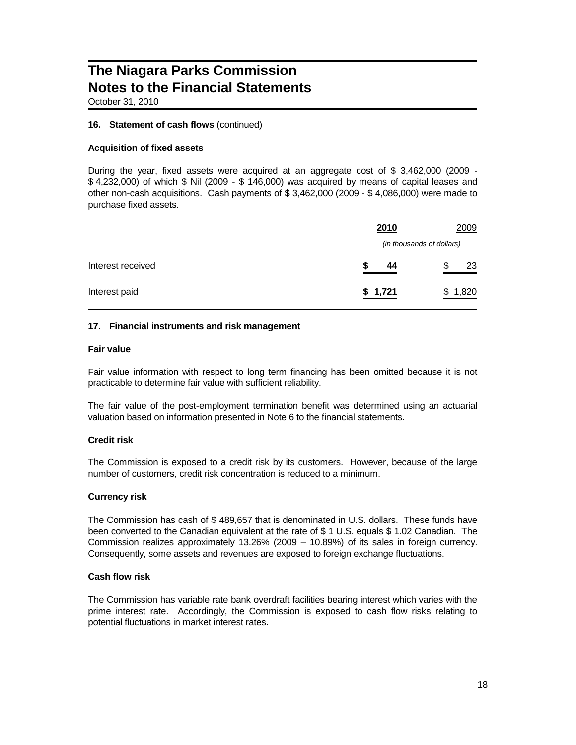# The Niagara Parks Commission
# Notes to the Financial Statements

October 31, 2010

### 16. Statement of cash flows (continued)

#### Acquisition of fixed assets

During the year, fixed assets were acquired at an aggregate cost of $ 3,462,000 (2009 - $ 4,232,000) of which $ Nil (2009 - $ 146,000) was acquired by means of capital leases and other non-cash acquisitions. Cash payments of $ 3,462,000 (2009 - $ 4,086,000) were made to purchase fixed assets.

| | **2010** | 2009 |
|---|---|---|
| | *(in thousands of dollars)* | |
| Interest received | **$ 44** | $ 23 |
| Interest paid | **$ 1,721** | $ 1,820 |

### 17. Financial instruments and risk management

#### Fair value

Fair value information with respect to long term financing has been omitted because it is not practicable to determine fair value with sufficient reliability.

The fair value of the post-employment termination benefit was determined using an actuarial valuation based on information presented in Note 6 to the financial statements.

#### Credit risk

The Commission is exposed to a credit risk by its customers. However, because of the large number of customers, credit risk concentration is reduced to a minimum.

#### Currency risk

The Commission has cash of $ 489,657 that is denominated in U.S. dollars. These funds have been converted to the Canadian equivalent at the rate of $ 1 U.S. equals $ 1.02 Canadian. The Commission realizes approximately 13.26% (2009 – 10.89%) of its sales in foreign currency. Consequently, some assets and revenues are exposed to foreign exchange fluctuations.

#### Cash flow risk

The Commission has variable rate bank overdraft facilities bearing interest which varies with the prime interest rate. Accordingly, the Commission is exposed to cash flow risks relating to potential fluctuations in market interest rates.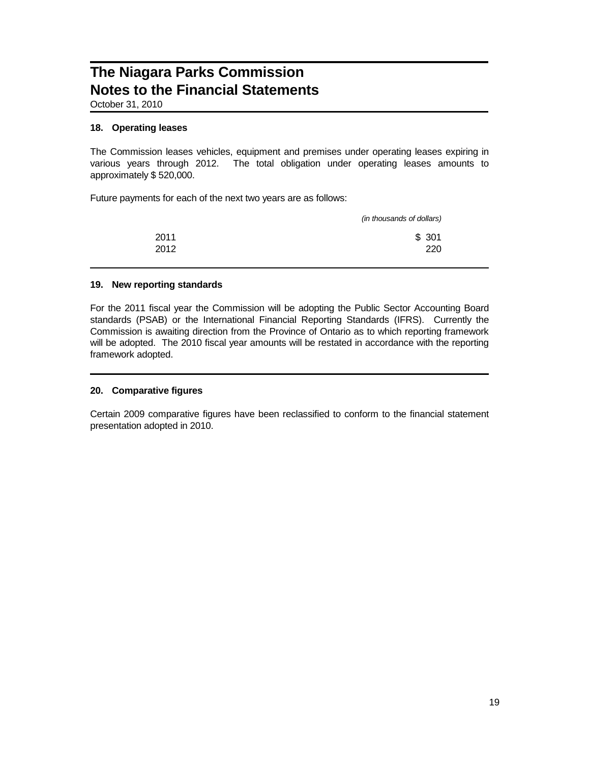# The Niagara Parks Commission
# Notes to the Financial Statements

October 31, 2010

### 18. Operating leases

The Commission leases vehicles, equipment and premises under operating leases expiring in various years through 2012. The total obligation under operating leases amounts to approximately $ 520,000.

Future payments for each of the next two years are as follows:

| | *(in thousands of dollars)* |
|---|---|
| 2011 | $ 301 |
| 2012 | 220 |

### 19. New reporting standards

For the 2011 fiscal year the Commission will be adopting the Public Sector Accounting Board standards (PSAB) or the International Financial Reporting Standards (IFRS). Currently the Commission is awaiting direction from the Province of Ontario as to which reporting framework will be adopted. The 2010 fiscal year amounts will be restated in accordance with the reporting framework adopted.

### 20. Comparative figures

Certain 2009 comparative figures have been reclassified to conform to the financial statement presentation adopted in 2010.